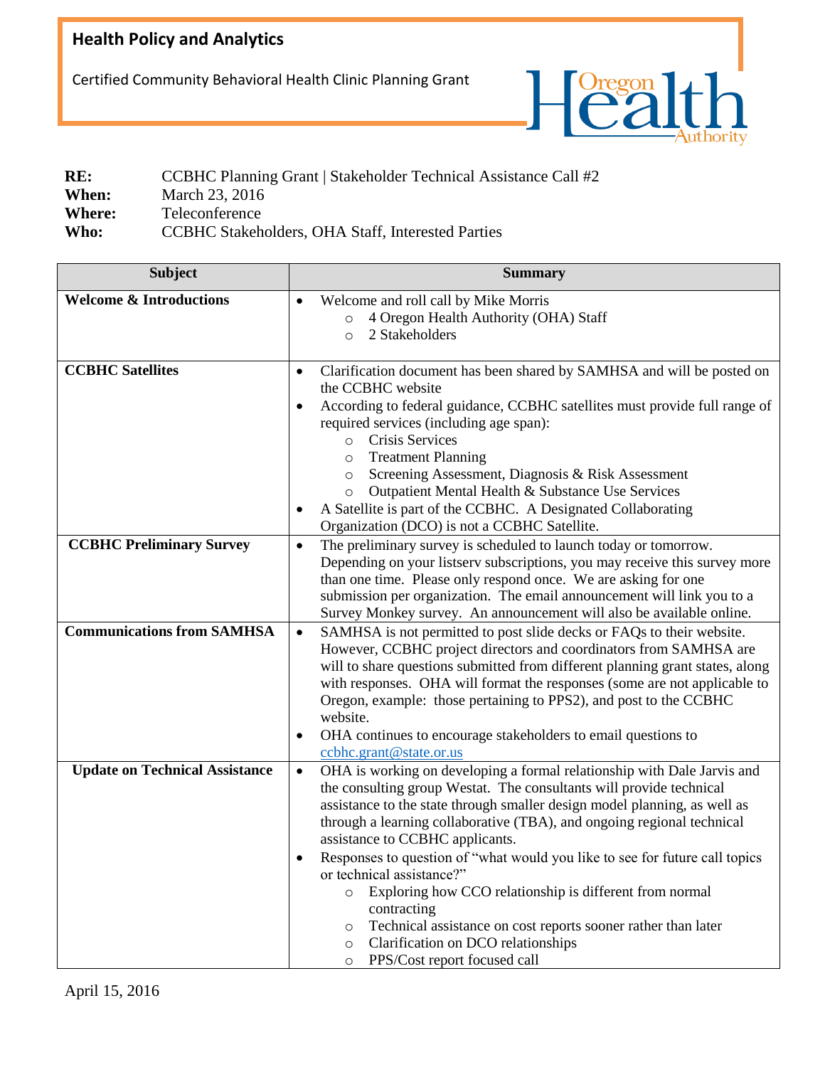# Health Policy and Analytics

Certified Community Behavioral Health Clinic Planning Grant

Oregon Health Authority

**RE:** CCBHC Planning Grant | Stakeholder Technical Assistance Call #2
**When:** March 23, 2016
**Where:** Teleconference
**Who:** CCBHC Stakeholders, OHA Staff, Interested Parties

| Subject | Summary |
|---|---|
| **Welcome & Introductions** | • Welcome and roll call by Mike Morris<br>  ○ 4 Oregon Health Authority (OHA) Staff<br>  ○ 2 Stakeholders |
| **CCBHC Satellites** | • Clarification document has been shared by SAMHSA and will be posted on the CCBHC website<br>• According to federal guidance, CCBHC satellites must provide full range of required services (including age span):<br>  ○ Crisis Services<br>  ○ Treatment Planning<br>  ○ Screening Assessment, Diagnosis & Risk Assessment<br>  ○ Outpatient Mental Health & Substance Use Services<br>• A Satellite is part of the CCBHC. A Designated Collaborating Organization (DCO) is not a CCBHC Satellite. |
| **CCBHC Preliminary Survey** | • The preliminary survey is scheduled to launch today or tomorrow. Depending on your listserv subscriptions, you may receive this survey more than one time. Please only respond once. We are asking for one submission per organization. The email announcement will link you to a Survey Monkey survey. An announcement will also be available online. |
| **Communications from SAMHSA** | • SAMHSA is not permitted to post slide decks or FAQs to their website. However, CCBHC project directors and coordinators from SAMHSA are will to share questions submitted from different planning grant states, along with responses. OHA will format the responses (some are not applicable to Oregon, example: those pertaining to PPS2), and post to the CCBHC website.<br>• OHA continues to encourage stakeholders to email questions to ccbhc.grant@state.or.us |
| **Update on Technical Assistance** | • OHA is working on developing a formal relationship with Dale Jarvis and the consulting group Westat. The consultants will provide technical assistance to the state through smaller design model planning, as well as through a learning collaborative (TBA), and ongoing regional technical assistance to CCBHC applicants.<br>• Responses to question of "what would you like to see for future call topics or technical assistance?"<br>  ○ Exploring how CCO relationship is different from normal contracting<br>  ○ Technical assistance on cost reports sooner rather than later<br>  ○ Clarification on DCO relationships<br>  ○ PPS/Cost report focused call |

April 15, 2016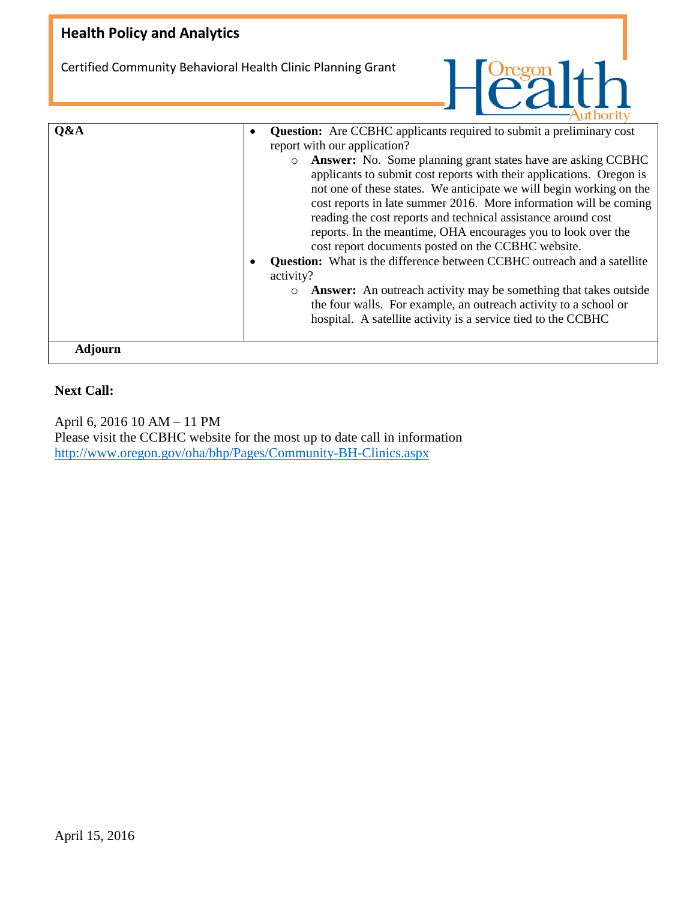| | |
|---|---|
| **Q&A** | • **Question:** Are CCBHC applicants required to submit a preliminary cost report with our application?<br>  ○ **Answer:** No. Some planning grant states have are asking CCBHC applicants to submit cost reports with their applications. Oregon is not one of these states. We anticipate we will begin working on the cost reports in late summer 2016. More information will be coming reading the cost reports and technical assistance around cost reports. In the meantime, OHA encourages you to look over the cost report documents posted on the CCBHC website.<br>• **Question:** What is the difference between CCBHC outreach and a satellite activity?<br>  ○ **Answer:** An outreach activity may be something that takes outside the four walls. For example, an outreach activity to a school or hospital. A satellite activity is a service tied to the CCBHC |
| **Adjourn** | |

**Next Call:**

April 6, 2016 10 AM – 11 PM
Please visit the CCBHC website for the most up to date call in information
http://www.oregon.gov/oha/bhp/Pages/Community-BH-Clinics.aspx

April 15, 2016